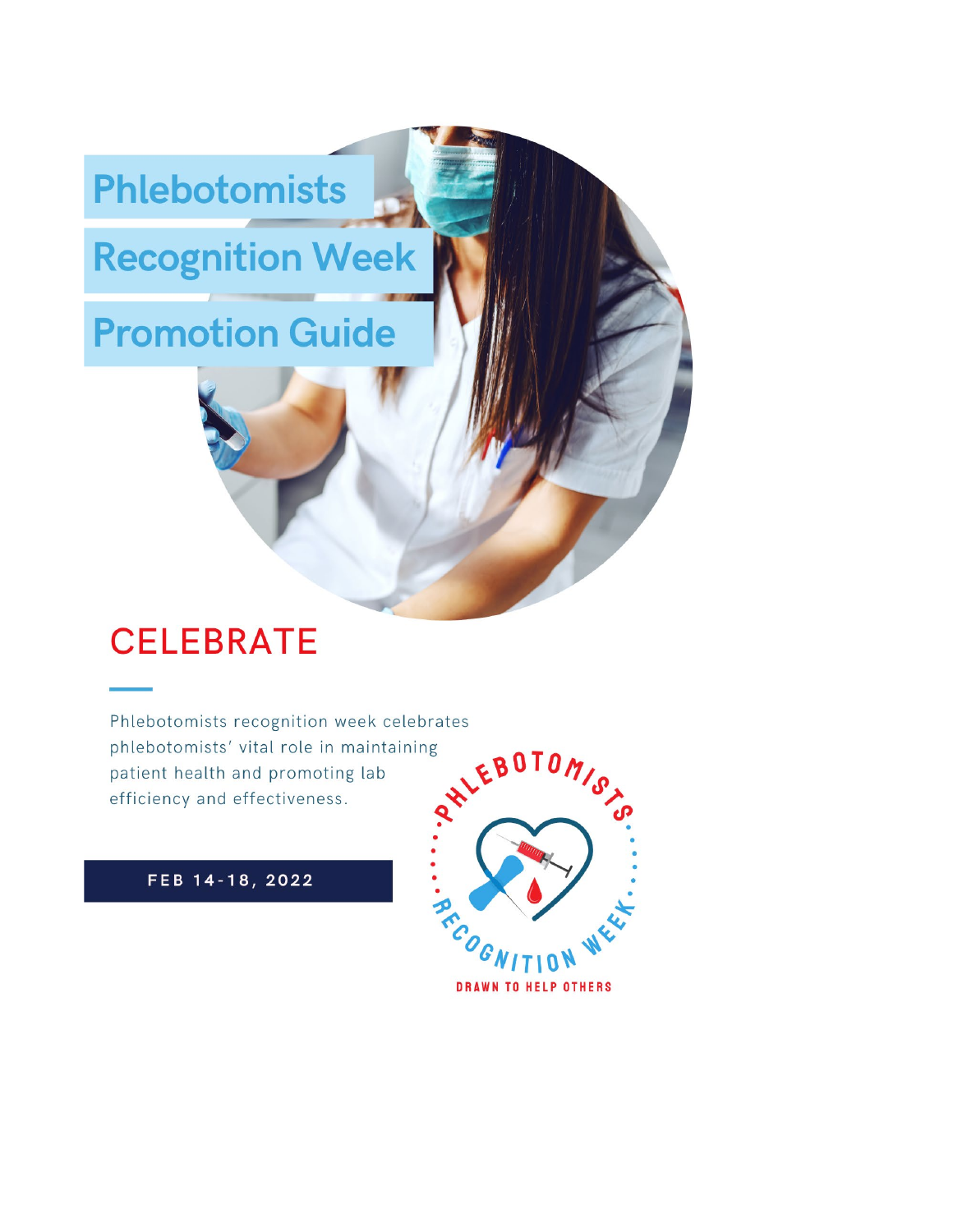# Phlebotomists Recognition Week Promotion Guide

## CELEBRATE

Phlebotomists recognition week celebrates phlebotomists' vital role in maintaining patient health and promoting lab efficiency and effectiveness.

**FEB 14-18, 2022**

PHLEBOTOMISTS RECOGNITION WEEK

DRAWN TO HELP OTHERS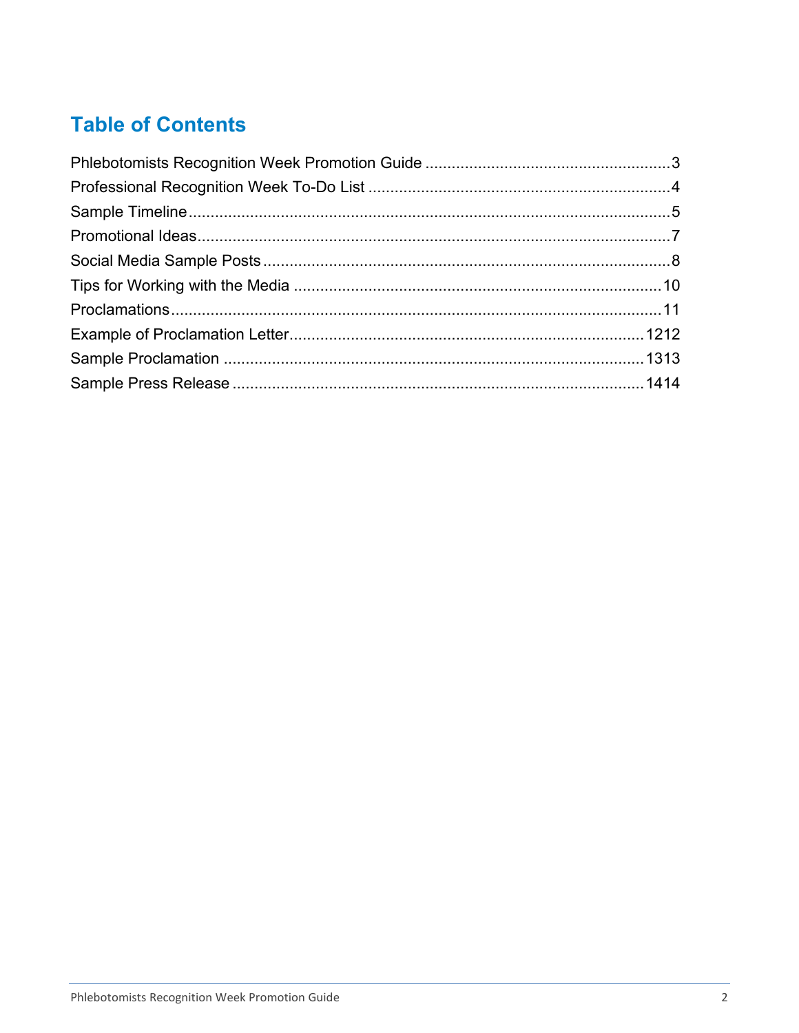## Table of Contents

Phlebotomists Recognition Week Promotion Guide ........................................................ 3
Professional Recognition Week To-Do List .................................................................... 4
Sample Timeline ............................................................................................................. 5
Promotional Ideas ............................................................................................................ 7
Social Media Sample Posts ............................................................................................. 8
Tips for Working with the Media .................................................................................... 10
Proclamations ................................................................................................................ 11
Example of Proclamation Letter ................................................................................ 1212
Sample Proclamation ................................................................................................ 1313
Sample Press Release .............................................................................................. 1414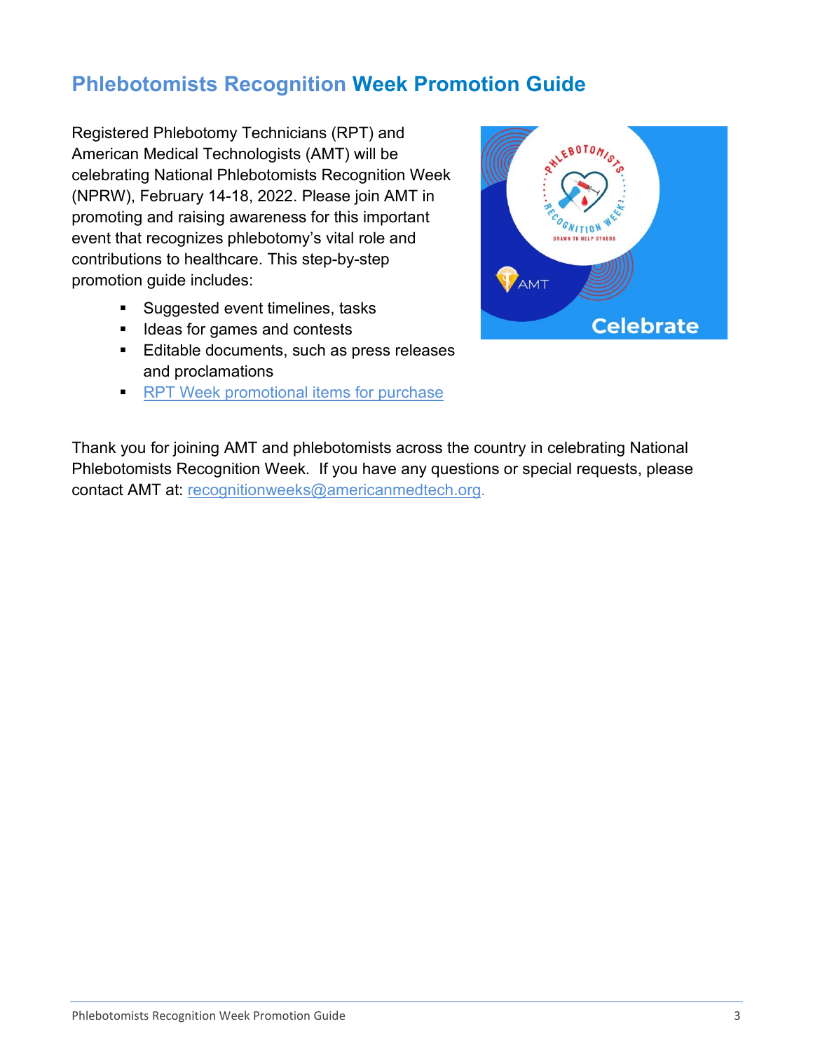# Phlebotomists Recognition Week Promotion Guide

Registered Phlebotomy Technicians (RPT) and American Medical Technologists (AMT) will be celebrating National Phlebotomists Recognition Week (NPRW), February 14-18, 2022. Please join AMT in promoting and raising awareness for this important event that recognizes phlebotomy's vital role and contributions to healthcare. This step-by-step promotion guide includes:

- Suggested event timelines, tasks
- Ideas for games and contests
- Editable documents, such as press releases and proclamations
- RPT Week promotional items for purchase

Thank you for joining AMT and phlebotomists across the country in celebrating National Phlebotomists Recognition Week. If you have any questions or special requests, please contact AMT at: recognitionweeks@americanmedtech.org.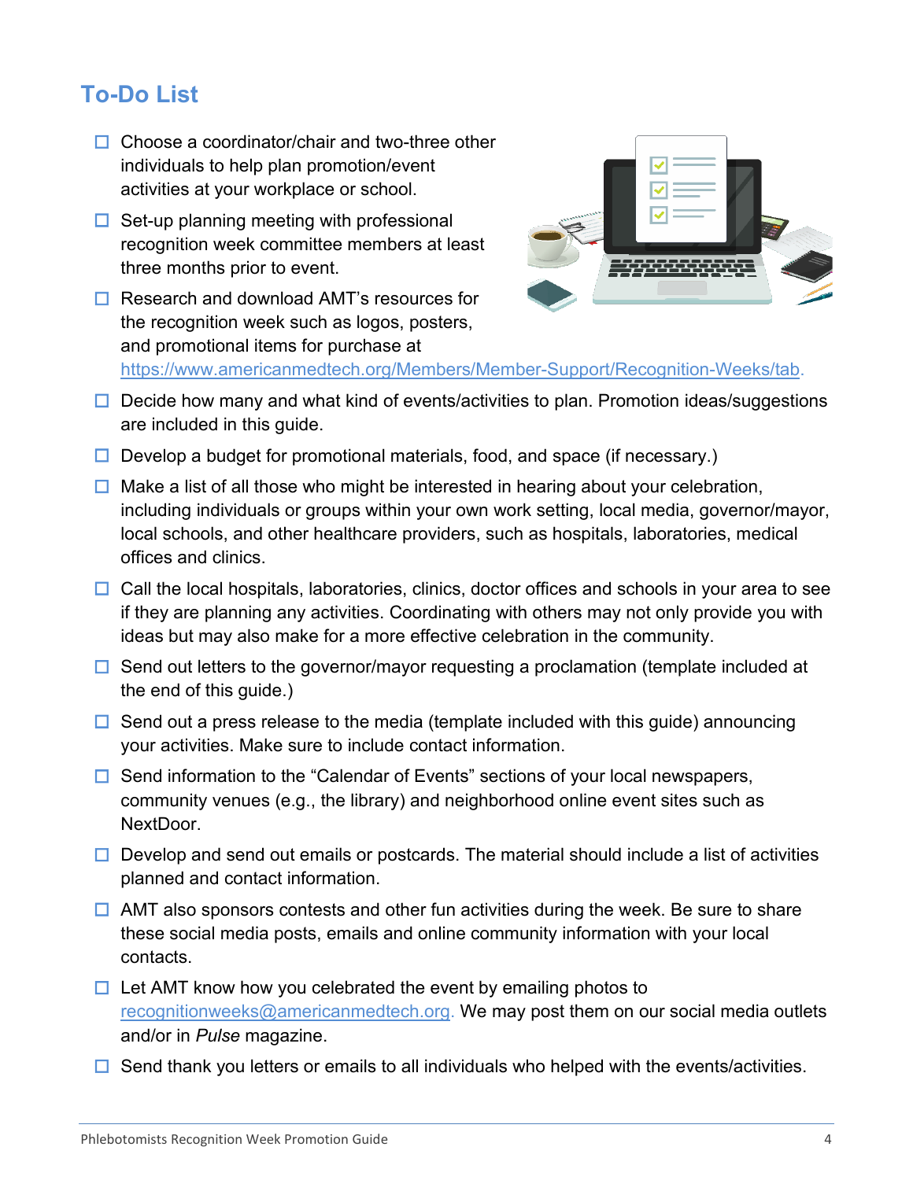## To-Do List

- ☐ Choose a coordinator/chair and two-three other individuals to help plan promotion/event activities at your workplace or school.
- ☐ Set-up planning meeting with professional recognition week committee members at least three months prior to event.
- ☐ Research and download AMT's resources for the recognition week such as logos, posters, and promotional items for purchase at https://www.americanmedtech.org/Members/Member-Support/Recognition-Weeks/tab.
- ☐ Decide how many and what kind of events/activities to plan. Promotion ideas/suggestions are included in this guide.
- ☐ Develop a budget for promotional materials, food, and space (if necessary.)
- ☐ Make a list of all those who might be interested in hearing about your celebration, including individuals or groups within your own work setting, local media, governor/mayor, local schools, and other healthcare providers, such as hospitals, laboratories, medical offices and clinics.
- ☐ Call the local hospitals, laboratories, clinics, doctor offices and schools in your area to see if they are planning any activities. Coordinating with others may not only provide you with ideas but may also make for a more effective celebration in the community.
- ☐ Send out letters to the governor/mayor requesting a proclamation (template included at the end of this guide.)
- ☐ Send out a press release to the media (template included with this guide) announcing your activities. Make sure to include contact information.
- ☐ Send information to the "Calendar of Events" sections of your local newspapers, community venues (e.g., the library) and neighborhood online event sites such as NextDoor.
- ☐ Develop and send out emails or postcards. The material should include a list of activities planned and contact information.
- ☐ AMT also sponsors contests and other fun activities during the week. Be sure to share these social media posts, emails and online community information with your local contacts.
- ☐ Let AMT know how you celebrated the event by emailing photos to recognitionweeks@americanmedtech.org. We may post them on our social media outlets and/or in *Pulse* magazine.
- ☐ Send thank you letters or emails to all individuals who helped with the events/activities.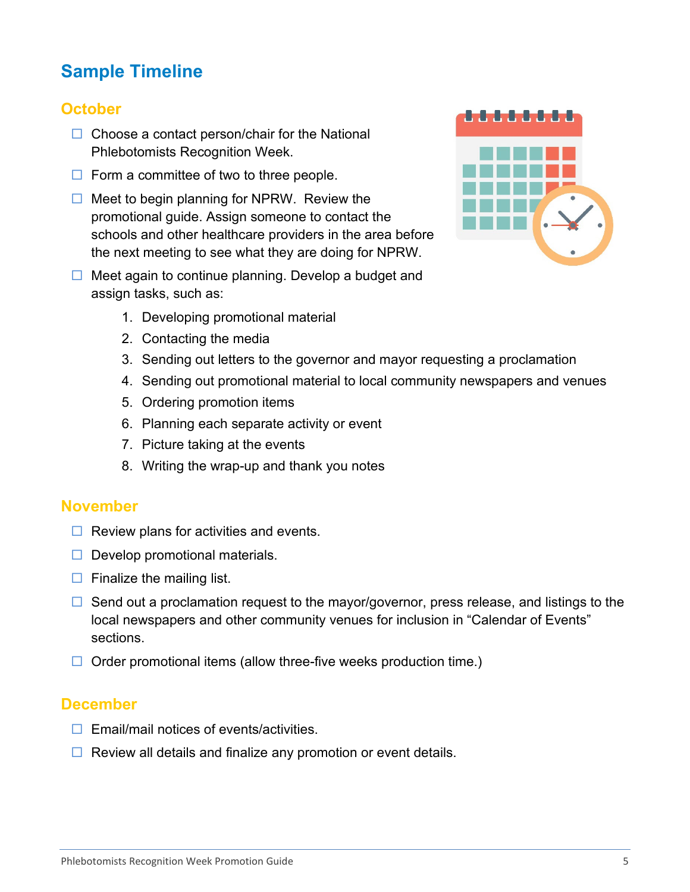## Sample Timeline

### October

- ☐ Choose a contact person/chair for the National Phlebotomists Recognition Week.
- ☐ Form a committee of two to three people.
- ☐ Meet to begin planning for NPRW. Review the promotional guide. Assign someone to contact the schools and other healthcare providers in the area before the next meeting to see what they are doing for NPRW.
- ☐ Meet again to continue planning. Develop a budget and assign tasks, such as:
    1. Developing promotional material
    2. Contacting the media
    3. Sending out letters to the governor and mayor requesting a proclamation
    4. Sending out promotional material to local community newspapers and venues
    5. Ordering promotion items
    6. Planning each separate activity or event
    7. Picture taking at the events
    8. Writing the wrap-up and thank you notes

### November

- ☐ Review plans for activities and events.
- ☐ Develop promotional materials.
- ☐ Finalize the mailing list.
- ☐ Send out a proclamation request to the mayor/governor, press release, and listings to the local newspapers and other community venues for inclusion in "Calendar of Events" sections.
- ☐ Order promotional items (allow three-five weeks production time.)

### December

- ☐ Email/mail notices of events/activities.
- ☐ Review all details and finalize any promotion or event details.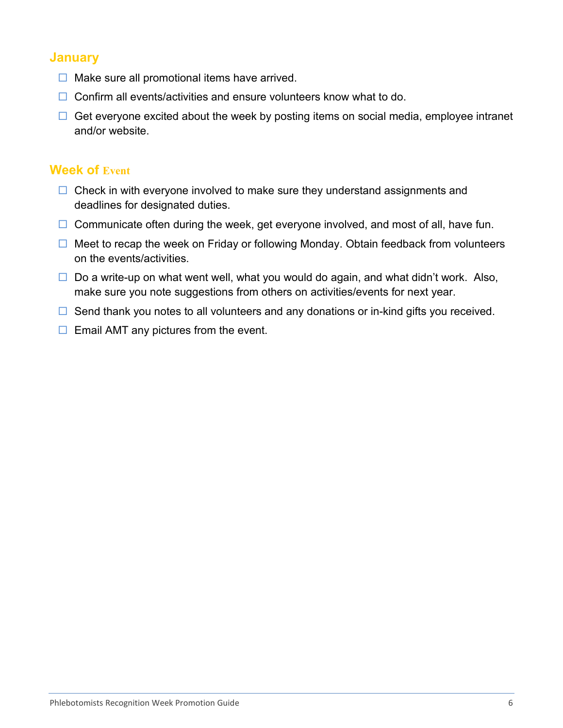## January

- ☐ Make sure all promotional items have arrived.
- ☐ Confirm all events/activities and ensure volunteers know what to do.
- ☐ Get everyone excited about the week by posting items on social media, employee intranet and/or website.

## Week of Event

- ☐ Check in with everyone involved to make sure they understand assignments and deadlines for designated duties.
- ☐ Communicate often during the week, get everyone involved, and most of all, have fun.
- ☐ Meet to recap the week on Friday or following Monday. Obtain feedback from volunteers on the events/activities.
- ☐ Do a write-up on what went well, what you would do again, and what didn't work. Also, make sure you note suggestions from others on activities/events for next year.
- ☐ Send thank you notes to all volunteers and any donations or in-kind gifts you received.
- ☐ Email AMT any pictures from the event.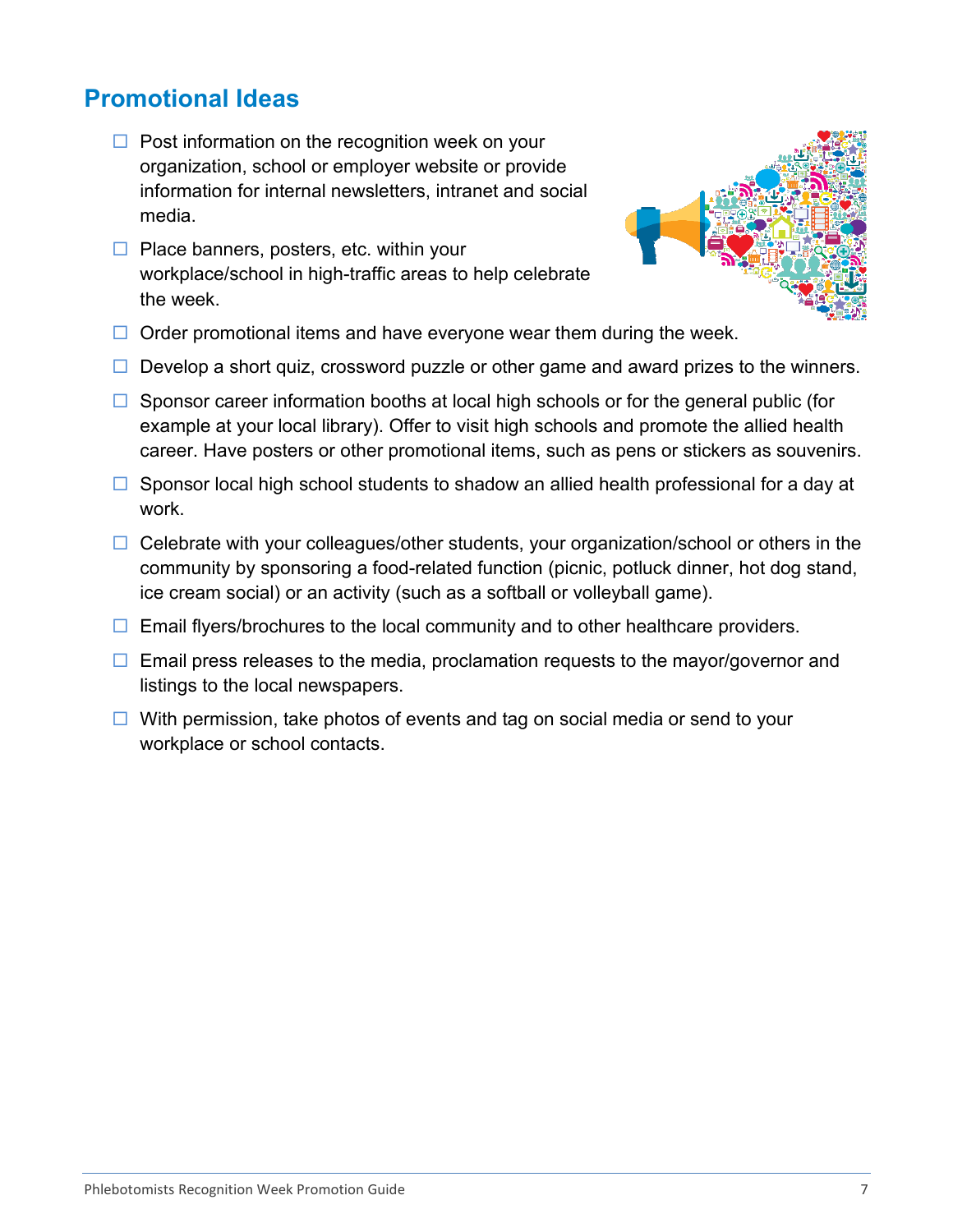## Promotional Ideas

- ☐ Post information on the recognition week on your organization, school or employer website or provide information for internal newsletters, intranet and social media.
- ☐ Place banners, posters, etc. within your workplace/school in high-traffic areas to help celebrate the week.
- ☐ Order promotional items and have everyone wear them during the week.
- ☐ Develop a short quiz, crossword puzzle or other game and award prizes to the winners.
- ☐ Sponsor career information booths at local high schools or for the general public (for example at your local library). Offer to visit high schools and promote the allied health career. Have posters or other promotional items, such as pens or stickers as souvenirs.
- ☐ Sponsor local high school students to shadow an allied health professional for a day at work.
- ☐ Celebrate with your colleagues/other students, your organization/school or others in the community by sponsoring a food-related function (picnic, potluck dinner, hot dog stand, ice cream social) or an activity (such as a softball or volleyball game).
- ☐ Email flyers/brochures to the local community and to other healthcare providers.
- ☐ Email press releases to the media, proclamation requests to the mayor/governor and listings to the local newspapers.
- ☐ With permission, take photos of events and tag on social media or send to your workplace or school contacts.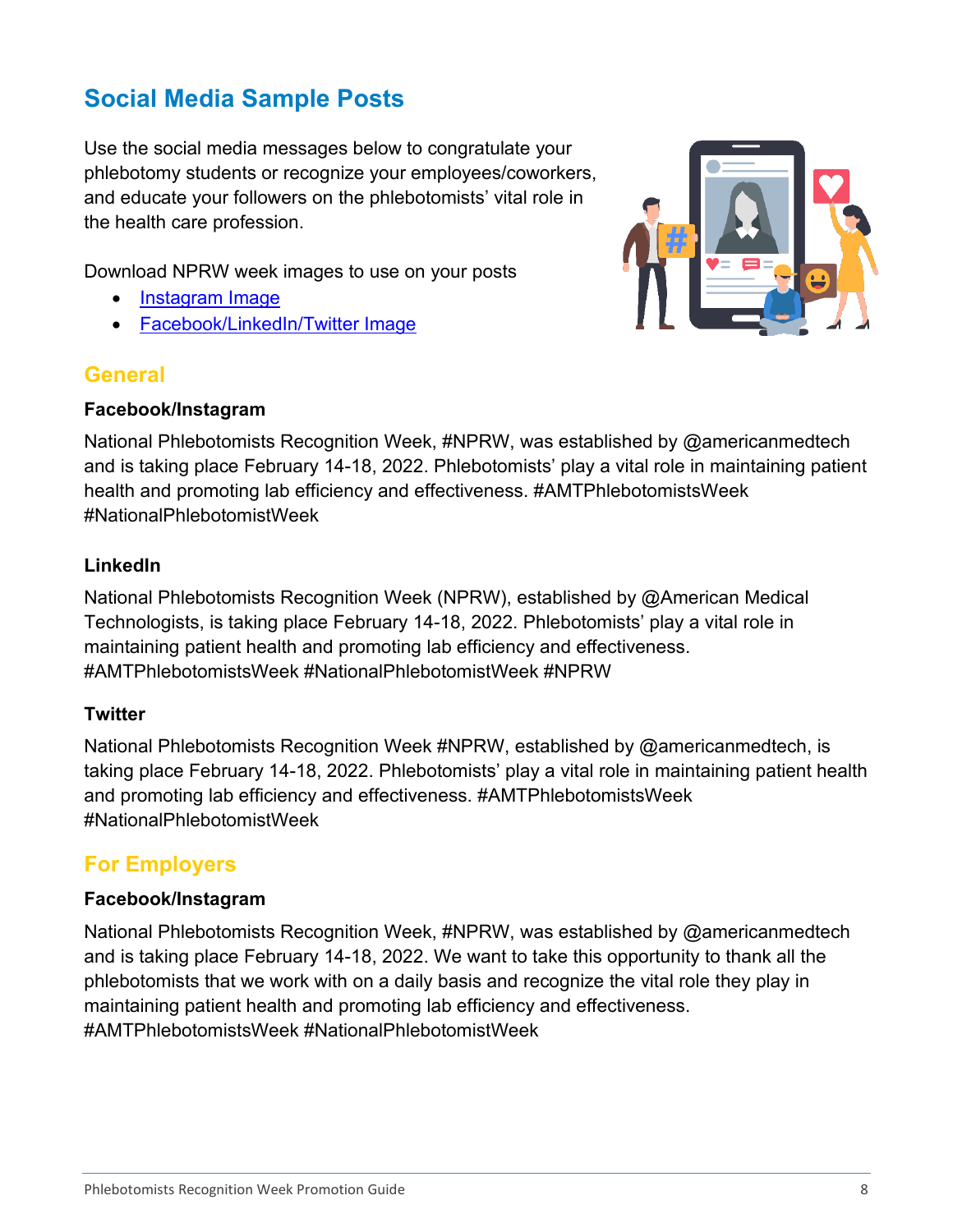## Social Media Sample Posts

Use the social media messages below to congratulate your phlebotomy students or recognize your employees/coworkers, and educate your followers on the phlebotomists' vital role in the health care profession.

Download NPRW week images to use on your posts

- Instagram Image
- Facebook/LinkedIn/Twitter Image

### General

**Facebook/Instagram**

National Phlebotomists Recognition Week, #NPRW, was established by @americanmedtech and is taking place February 14-18, 2022. Phlebotomists' play a vital role in maintaining patient health and promoting lab efficiency and effectiveness. #AMTPhlebotomistsWeek #NationalPhlebotomistWeek

**LinkedIn**

National Phlebotomists Recognition Week (NPRW), established by @American Medical Technologists, is taking place February 14-18, 2022. Phlebotomists' play a vital role in maintaining patient health and promoting lab efficiency and effectiveness. #AMTPhlebotomistsWeek #NationalPhlebotomistWeek #NPRW

**Twitter**

National Phlebotomists Recognition Week #NPRW, established by @americanmedtech, is taking place February 14-18, 2022. Phlebotomists' play a vital role in maintaining patient health and promoting lab efficiency and effectiveness. #AMTPhlebotomistsWeek #NationalPhlebotomistWeek

### For Employers

**Facebook/Instagram**

National Phlebotomists Recognition Week, #NPRW, was established by @americanmedtech and is taking place February 14-18, 2022. We want to take this opportunity to thank all the phlebotomists that we work with on a daily basis and recognize the vital role they play in maintaining patient health and promoting lab efficiency and effectiveness. #AMTPhlebotomistsWeek #NationalPhlebotomistWeek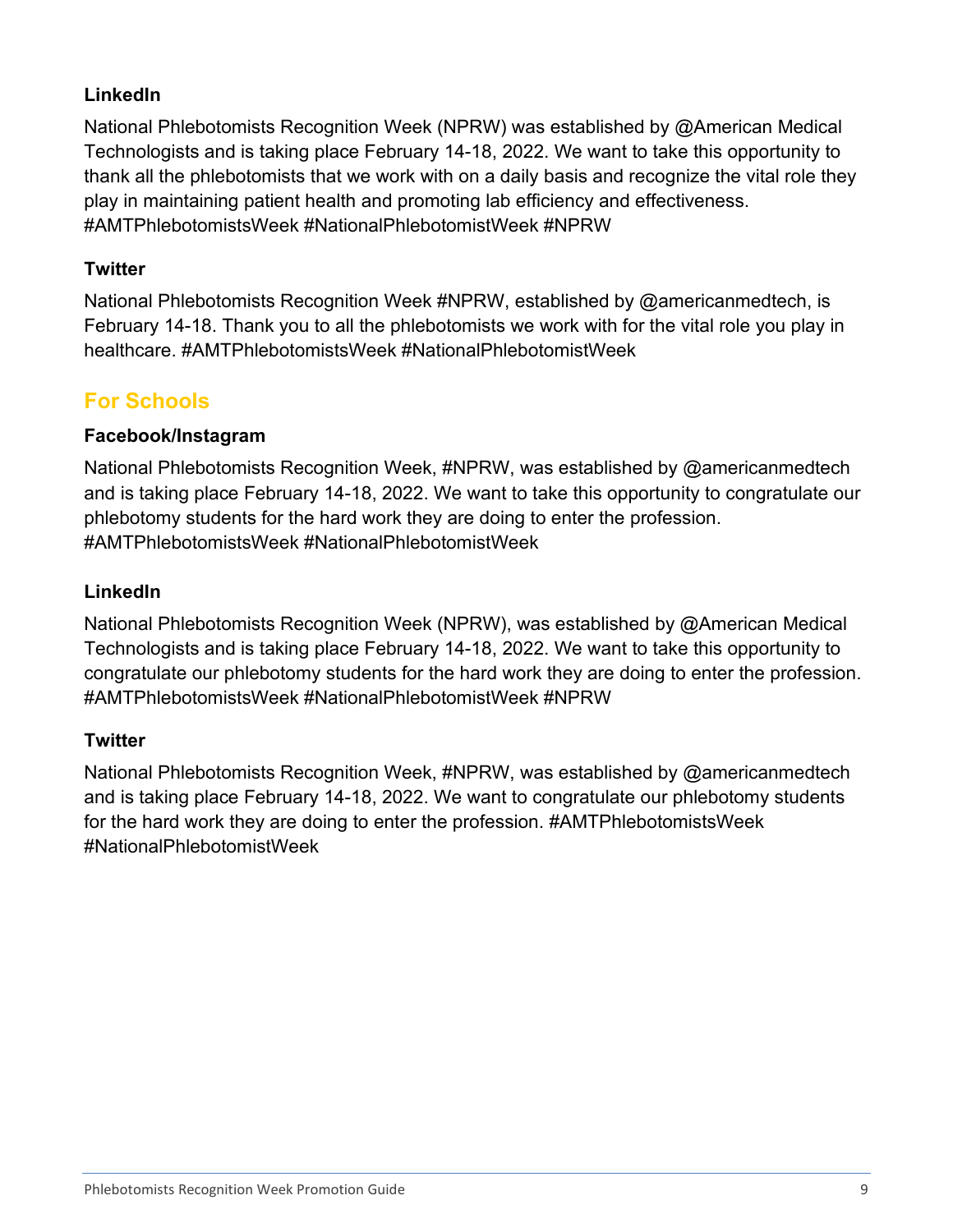### LinkedIn

National Phlebotomists Recognition Week (NPRW) was established by @American Medical Technologists and is taking place February 14-18, 2022. We want to take this opportunity to thank all the phlebotomists that we work with on a daily basis and recognize the vital role they play in maintaining patient health and promoting lab efficiency and effectiveness. #AMTPhlebotomistsWeek #NationalPhlebotomistWeek #NPRW

### Twitter

National Phlebotomists Recognition Week #NPRW, established by @americanmedtech, is February 14-18. Thank you to all the phlebotomists we work with for the vital role you play in healthcare. #AMTPhlebotomistsWeek #NationalPhlebotomistWeek

## For Schools

### Facebook/Instagram

National Phlebotomists Recognition Week, #NPRW, was established by @americanmedtech and is taking place February 14-18, 2022. We want to take this opportunity to congratulate our phlebotomy students for the hard work they are doing to enter the profession. #AMTPhlebotomistsWeek #NationalPhlebotomistWeek

### LinkedIn

National Phlebotomists Recognition Week (NPRW), was established by @American Medical Technologists and is taking place February 14-18, 2022. We want to take this opportunity to congratulate our phlebotomy students for the hard work they are doing to enter the profession. #AMTPhlebotomistsWeek #NationalPhlebotomistWeek #NPRW

### Twitter

National Phlebotomists Recognition Week, #NPRW, was established by @americanmedtech and is taking place February 14-18, 2022. We want to congratulate our phlebotomy students for the hard work they are doing to enter the profession. #AMTPhlebotomistsWeek #NationalPhlebotomistWeek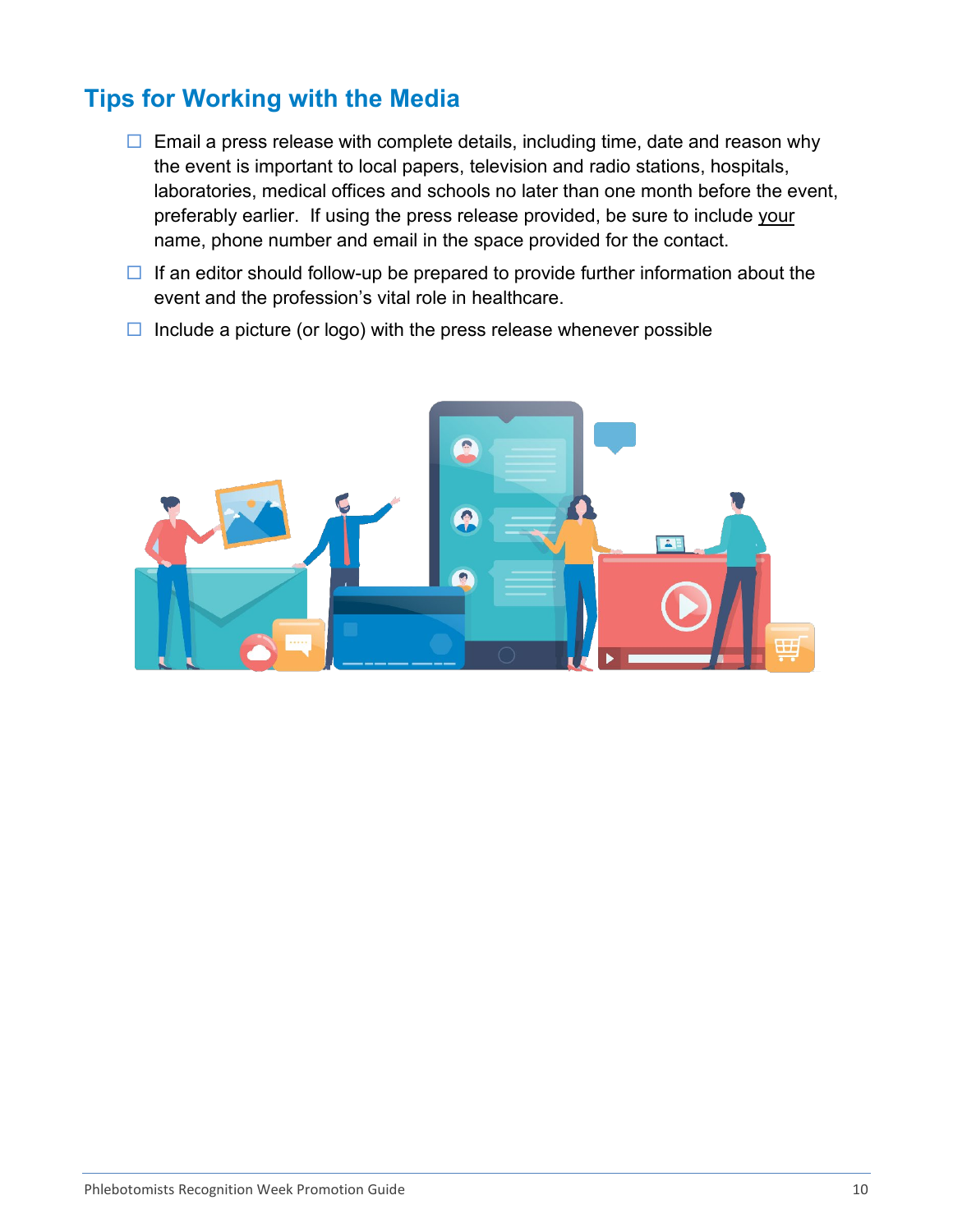## Tips for Working with the Media

- ☐ Email a press release with complete details, including time, date and reason why the event is important to local papers, television and radio stations, hospitals, laboratories, medical offices and schools no later than one month before the event, preferably earlier. If using the press release provided, be sure to include <u>your</u> name, phone number and email in the space provided for the contact.
- ☐ If an editor should follow-up be prepared to provide further information about the event and the profession's vital role in healthcare.
- ☐ Include a picture (or logo) with the press release whenever possible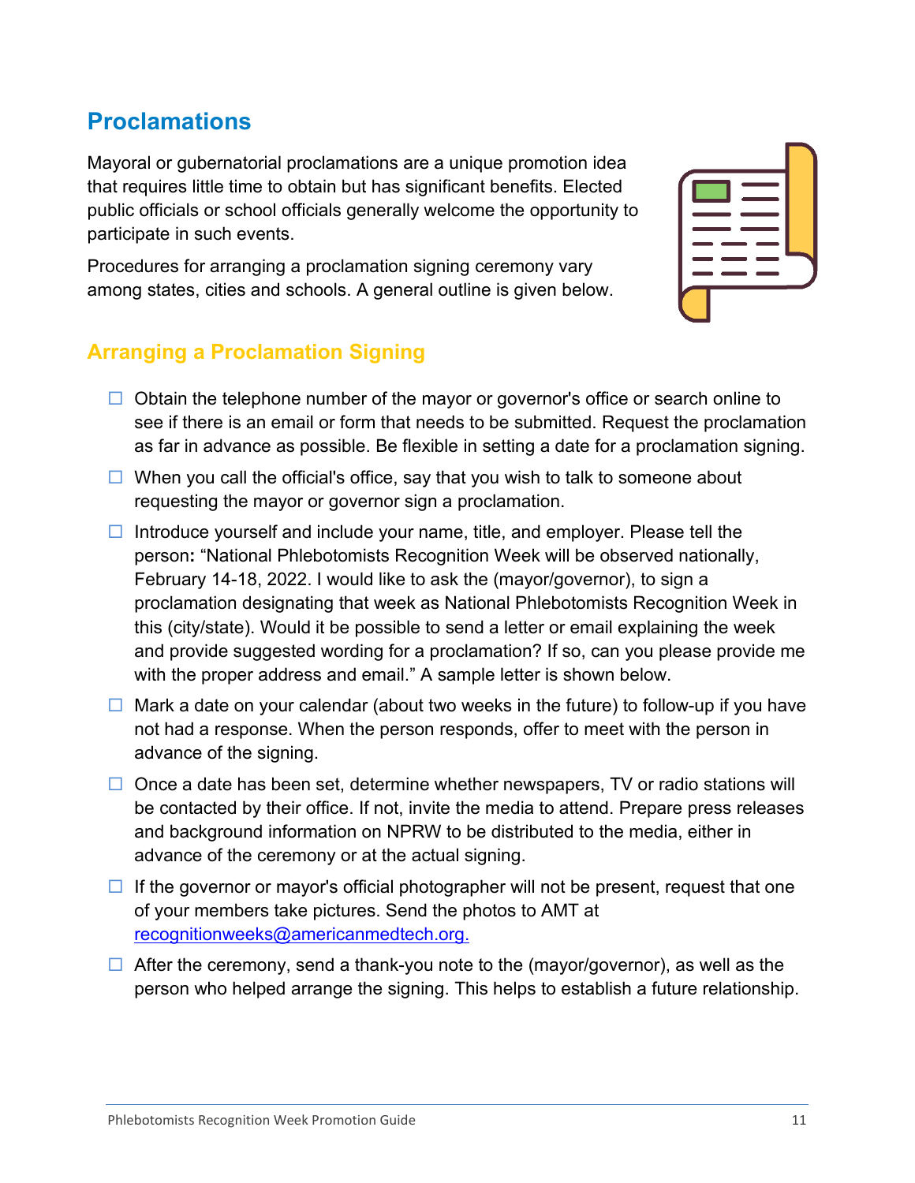## Proclamations

Mayoral or gubernatorial proclamations are a unique promotion idea that requires little time to obtain but has significant benefits. Elected public officials or school officials generally welcome the opportunity to participate in such events.

Procedures for arranging a proclamation signing ceremony vary among states, cities and schools. A general outline is given below.

### Arranging a Proclamation Signing

- ☐ Obtain the telephone number of the mayor or governor's office or search online to see if there is an email or form that needs to be submitted. Request the proclamation as far in advance as possible. Be flexible in setting a date for a proclamation signing.
- ☐ When you call the official's office, say that you wish to talk to someone about requesting the mayor or governor sign a proclamation.
- ☐ Introduce yourself and include your name, title, and employer. Please tell the person**:** "National Phlebotomists Recognition Week will be observed nationally, February 14-18, 2022. I would like to ask the (mayor/governor), to sign a proclamation designating that week as National Phlebotomists Recognition Week in this (city/state). Would it be possible to send a letter or email explaining the week and provide suggested wording for a proclamation? If so, can you please provide me with the proper address and email." A sample letter is shown below.
- ☐ Mark a date on your calendar (about two weeks in the future) to follow-up if you have not had a response. When the person responds, offer to meet with the person in advance of the signing.
- ☐ Once a date has been set, determine whether newspapers, TV or radio stations will be contacted by their office. If not, invite the media to attend. Prepare press releases and background information on NPRW to be distributed to the media, either in advance of the ceremony or at the actual signing.
- ☐ If the governor or mayor's official photographer will not be present, request that one of your members take pictures. Send the photos to AMT at recognitionweeks@americanmedtech.org.
- ☐ After the ceremony, send a thank-you note to the (mayor/governor), as well as the person who helped arrange the signing. This helps to establish a future relationship.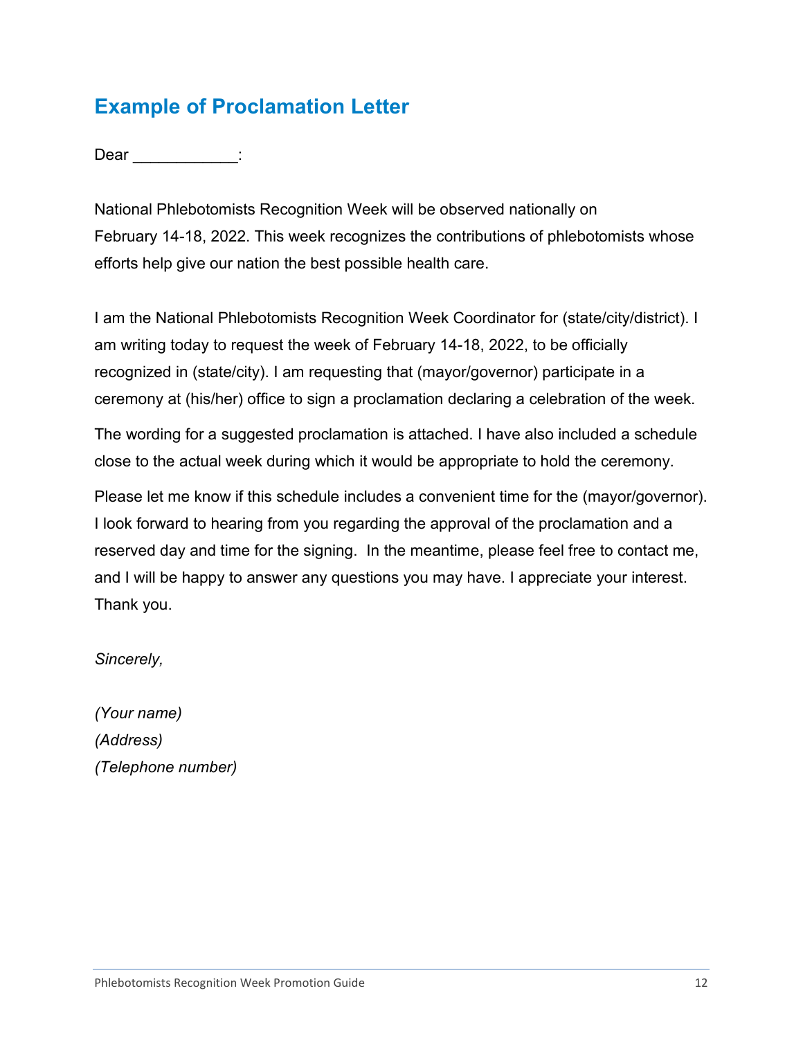## Example of Proclamation Letter

Dear ____________:

National Phlebotomists Recognition Week will be observed nationally on February 14-18, 2022. This week recognizes the contributions of phlebotomists whose efforts help give our nation the best possible health care.

I am the National Phlebotomists Recognition Week Coordinator for (state/city/district). I am writing today to request the week of February 14-18, 2022, to be officially recognized in (state/city). I am requesting that (mayor/governor) participate in a ceremony at (his/her) office to sign a proclamation declaring a celebration of the week.

The wording for a suggested proclamation is attached. I have also included a schedule close to the actual week during which it would be appropriate to hold the ceremony.

Please let me know if this schedule includes a convenient time for the (mayor/governor). I look forward to hearing from you regarding the approval of the proclamation and a reserved day and time for the signing. In the meantime, please feel free to contact me, and I will be happy to answer any questions you may have. I appreciate your interest. Thank you.

*Sincerely,*

*(Your name)*
*(Address)*
*(Telephone number)*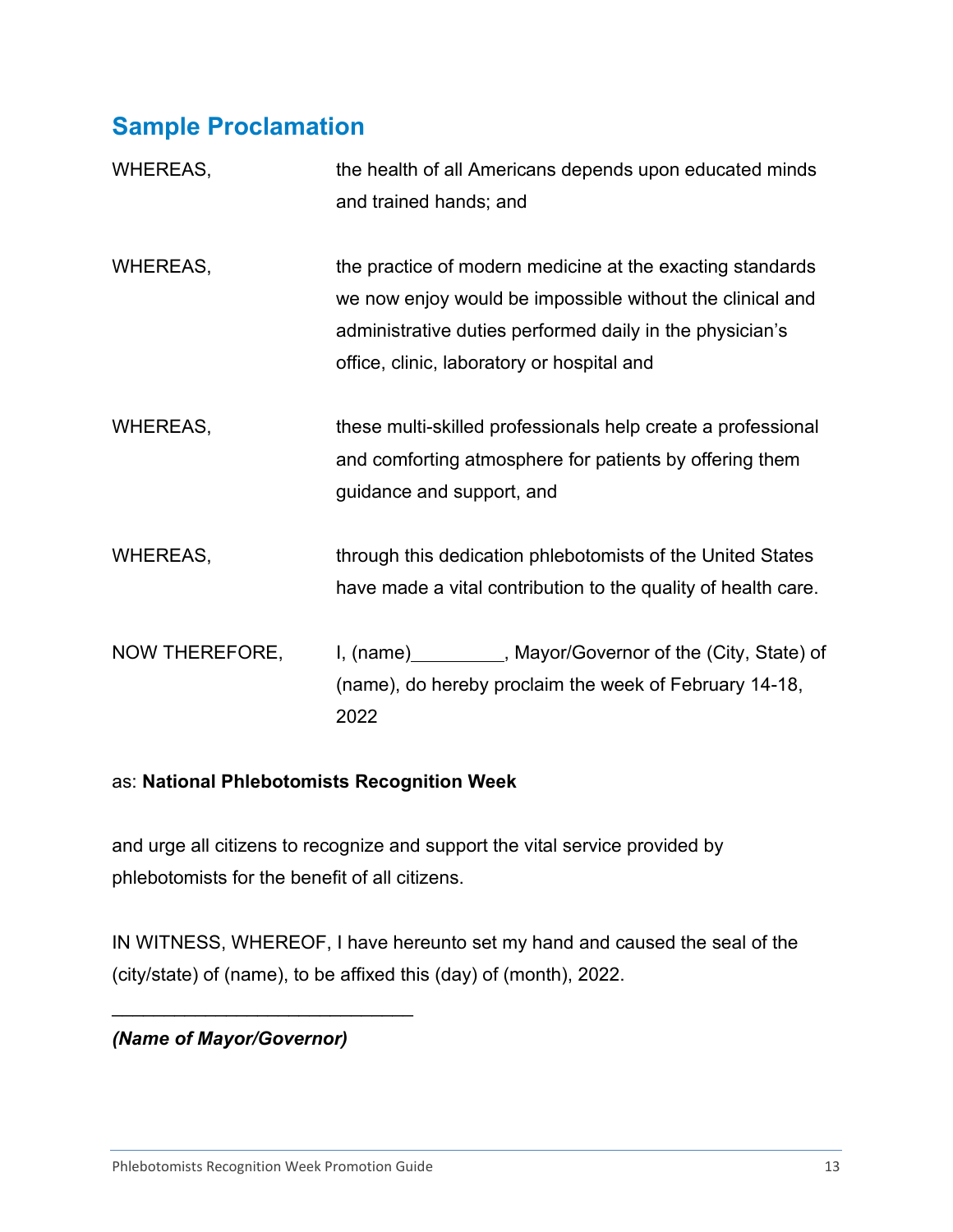## Sample Proclamation

WHEREAS, the health of all Americans depends upon educated minds and trained hands; and

WHEREAS, the practice of modern medicine at the exacting standards we now enjoy would be impossible without the clinical and administrative duties performed daily in the physician's office, clinic, laboratory or hospital and

WHEREAS, these multi-skilled professionals help create a professional and comforting atmosphere for patients by offering them guidance and support, and

WHEREAS, through this dedication phlebotomists of the United States have made a vital contribution to the quality of health care.

NOW THEREFORE, I, (name)_________, Mayor/Governor of the (City, State) of (name), do hereby proclaim the week of February 14-18, 2022

as: **National Phlebotomists Recognition Week**

and urge all citizens to recognize and support the vital service provided by phlebotomists for the benefit of all citizens.

IN WITNESS, WHEREOF, I have hereunto set my hand and caused the seal of the (city/state) of (name), to be affixed this (day) of (month), 2022.

______________________________

***(Name of Mayor/Governor)***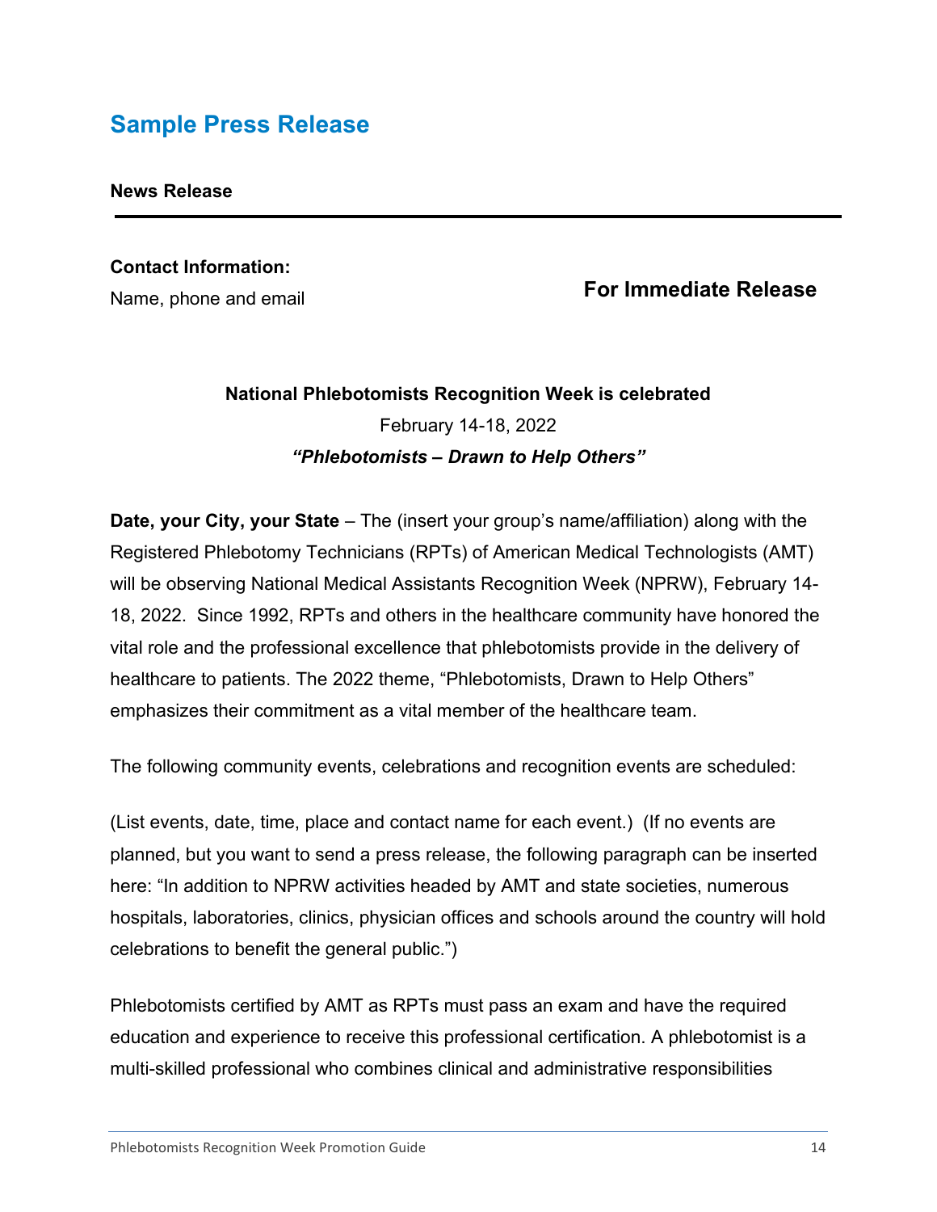## Sample Press Release

**News Release**

---

**Contact Information:**

Name, phone and email

**For Immediate Release**

**National Phlebotomists Recognition Week is celebrated**

February 14-18, 2022

***"Phlebotomists – Drawn to Help Others"***

**Date, your City, your State** – The (insert your group's name/affiliation) along with the Registered Phlebotomy Technicians (RPTs) of American Medical Technologists (AMT) will be observing National Medical Assistants Recognition Week (NPRW), February 14-18, 2022. Since 1992, RPTs and others in the healthcare community have honored the vital role and the professional excellence that phlebotomists provide in the delivery of healthcare to patients. The 2022 theme, "Phlebotomists, Drawn to Help Others" emphasizes their commitment as a vital member of the healthcare team.

The following community events, celebrations and recognition events are scheduled:

(List events, date, time, place and contact name for each event.) (If no events are planned, but you want to send a press release, the following paragraph can be inserted here: "In addition to NPRW activities headed by AMT and state societies, numerous hospitals, laboratories, clinics, physician offices and schools around the country will hold celebrations to benefit the general public.")

Phlebotomists certified by AMT as RPTs must pass an exam and have the required education and experience to receive this professional certification. A phlebotomist is a multi-skilled professional who combines clinical and administrative responsibilities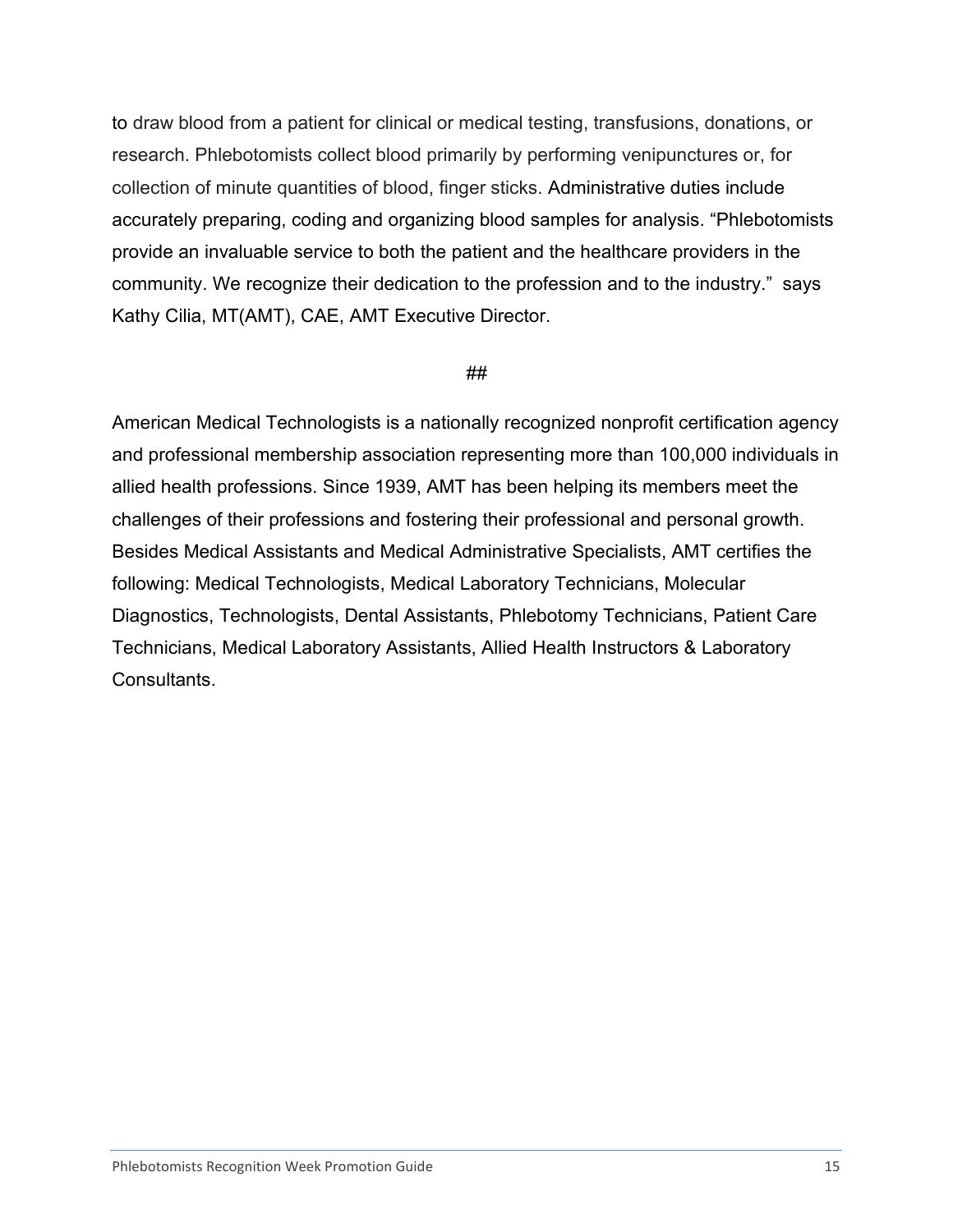to draw blood from a patient for clinical or medical testing, transfusions, donations, or research. Phlebotomists collect blood primarily by performing venipunctures or, for collection of minute quantities of blood, finger sticks. Administrative duties include accurately preparing, coding and organizing blood samples for analysis. "Phlebotomists provide an invaluable service to both the patient and the healthcare providers in the community. We recognize their dedication to the profession and to the industry." says Kathy Cilia, MT(AMT), CAE, AMT Executive Director.

##

American Medical Technologists is a nationally recognized nonprofit certification agency and professional membership association representing more than 100,000 individuals in allied health professions. Since 1939, AMT has been helping its members meet the challenges of their professions and fostering their professional and personal growth. Besides Medical Assistants and Medical Administrative Specialists, AMT certifies the following: Medical Technologists, Medical Laboratory Technicians, Molecular Diagnostics, Technologists, Dental Assistants, Phlebotomy Technicians, Patient Care Technicians, Medical Laboratory Assistants, Allied Health Instructors & Laboratory Consultants.